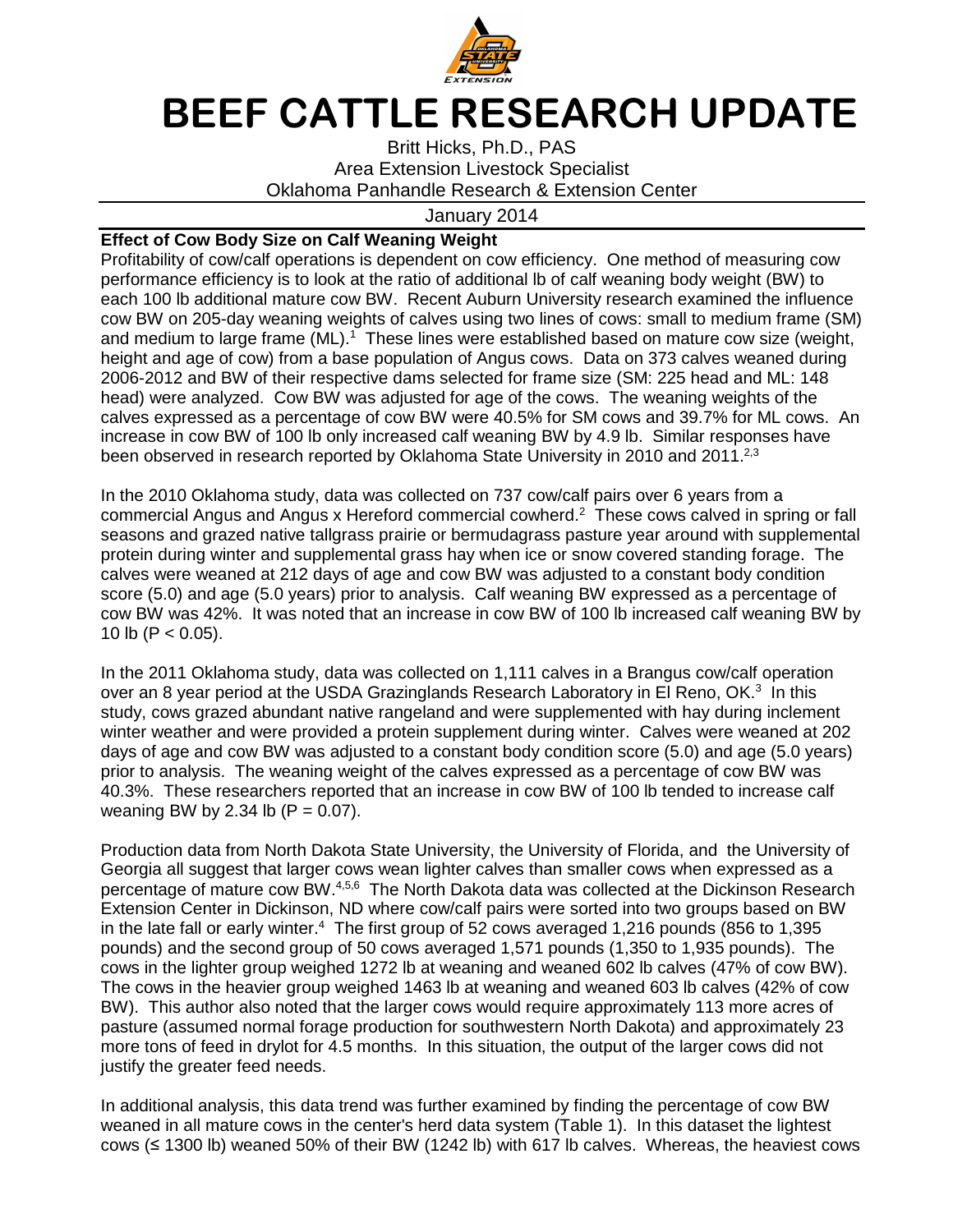# BEEF CATTLE RESEARCH UPDATE

Britt Hicks, Ph.D., PAS
Area Extension Livestock Specialist
Oklahoma Panhandle Research & Extension Center

January 2014

**Effect of Cow Body Size on Calf Weaning Weight**

Profitability of cow/calf operations is dependent on cow efficiency. One method of measuring cow performance efficiency is to look at the ratio of additional lb of calf weaning body weight (BW) to each 100 lb additional mature cow BW. Recent Auburn University research examined the influence cow BW on 205-day weaning weights of calves using two lines of cows: small to medium frame (SM) and medium to large frame (ML).[1] These lines were established based on mature cow size (weight, height and age of cow) from a base population of Angus cows. Data on 373 calves weaned during 2006-2012 and BW of their respective dams selected for frame size (SM: 225 head and ML: 148 head) were analyzed. Cow BW was adjusted for age of the cows. The weaning weights of the calves expressed as a percentage of cow BW were 40.5% for SM cows and 39.7% for ML cows. An increase in cow BW of 100 lb only increased calf weaning BW by 4.9 lb. Similar responses have been observed in research reported by Oklahoma State University in 2010 and 2011.[2,3]

In the 2010 Oklahoma study, data was collected on 737 cow/calf pairs over 6 years from a commercial Angus and Angus x Hereford commercial cowherd.[2] These cows calved in spring or fall seasons and grazed native tallgrass prairie or bermudagrass pasture year around with supplemental protein during winter and supplemental grass hay when ice or snow covered standing forage. The calves were weaned at 212 days of age and cow BW was adjusted to a constant body condition score (5.0) and age (5.0 years) prior to analysis. Calf weaning BW expressed as a percentage of cow BW was 42%. It was noted that an increase in cow BW of 100 lb increased calf weaning BW by 10 lb ($P < 0.05$).

In the 2011 Oklahoma study, data was collected on 1,111 calves in a Brangus cow/calf operation over an 8 year period at the USDA Grazinglands Research Laboratory in El Reno, OK.[3] In this study, cows grazed abundant native rangeland and were supplemented with hay during inclement winter weather and were provided a protein supplement during winter. Calves were weaned at 202 days of age and cow BW was adjusted to a constant body condition score (5.0) and age (5.0 years) prior to analysis. The weaning weight of the calves expressed as a percentage of cow BW was 40.3%. These researchers reported that an increase in cow BW of 100 lb tended to increase calf weaning BW by 2.34 lb ($P = 0.07$).

Production data from North Dakota State University, the University of Florida, and the University of Georgia all suggest that larger cows wean lighter calves than smaller cows when expressed as a percentage of mature cow BW.[4,5,6] The North Dakota data was collected at the Dickinson Research Extension Center in Dickinson, ND where cow/calf pairs were sorted into two groups based on BW in the late fall or early winter.[4] The first group of 52 cows averaged 1,216 pounds (856 to 1,395 pounds) and the second group of 50 cows averaged 1,571 pounds (1,350 to 1,935 pounds). The cows in the lighter group weighed 1272 lb at weaning and weaned 602 lb calves (47% of cow BW). The cows in the heavier group weighed 1463 lb at weaning and weaned 603 lb calves (42% of cow BW). This author also noted that the larger cows would require approximately 113 more acres of pasture (assumed normal forage production for southwestern North Dakota) and approximately 23 more tons of feed in drylot for 4.5 months. In this situation, the output of the larger cows did not justify the greater feed needs.

In additional analysis, this data trend was further examined by finding the percentage of cow BW weaned in all mature cows in the center's herd data system (Table 1). In this dataset the lightest cows (≤ 1300 lb) weaned 50% of their BW (1242 lb) with 617 lb calves. Whereas, the heaviest cows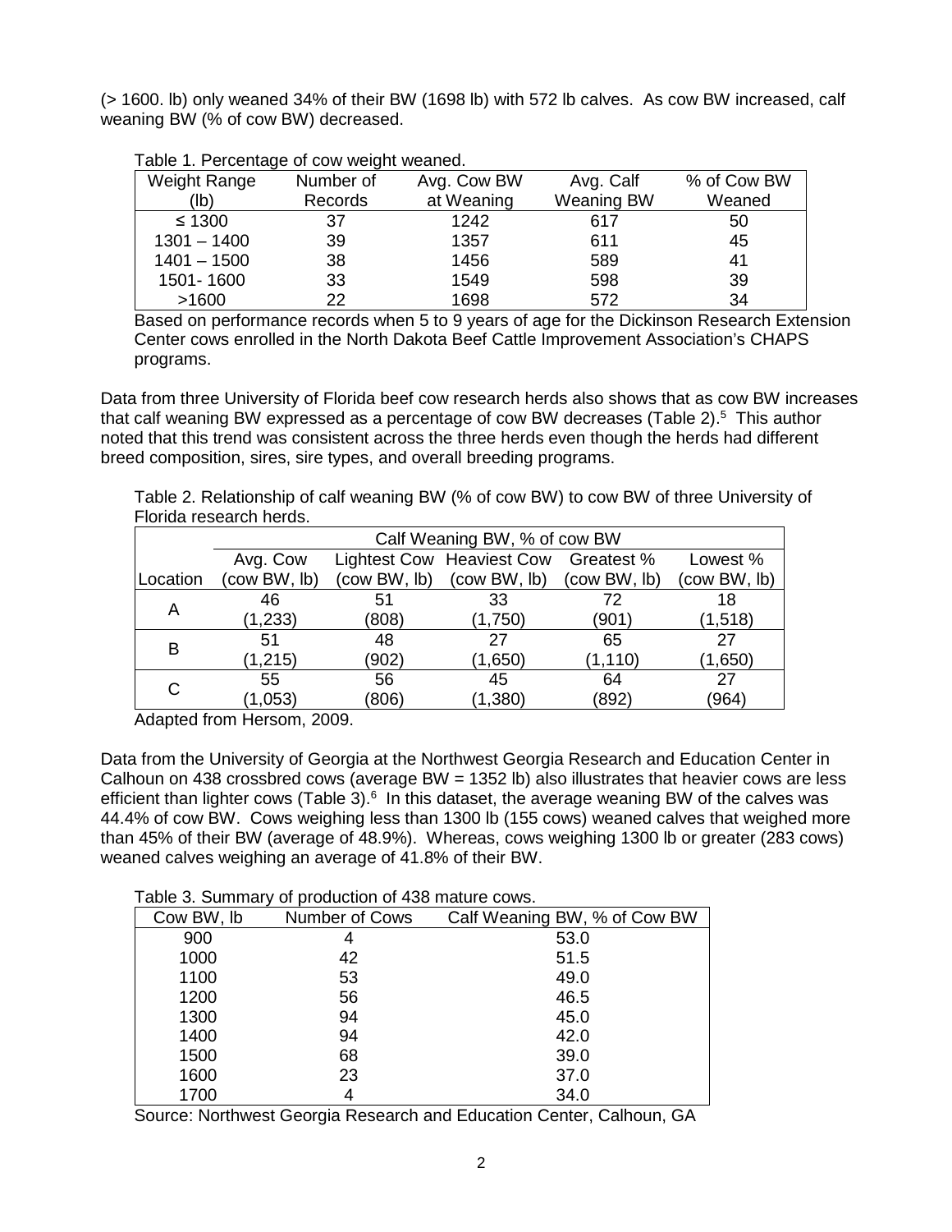(> 1600. lb) only weaned 34% of their BW (1698 lb) with 572 lb calves. As cow BW increased, calf weaning BW (% of cow BW) decreased.

Table 1. Percentage of cow weight weaned.

| Weight Range (lb) | Number of Records | Avg. Cow BW at Weaning | Avg. Calf Weaning BW | % of Cow BW Weaned |
|---|---|---|---|---|
| ≤ 1300 | 37 | 1242 | 617 | 50 |
| 1301 – 1400 | 39 | 1357 | 611 | 45 |
| 1401 – 1500 | 38 | 1456 | 589 | 41 |
| 1501- 1600 | 33 | 1549 | 598 | 39 |
| >1600 | 22 | 1698 | 572 | 34 |

Based on performance records when 5 to 9 years of age for the Dickinson Research Extension Center cows enrolled in the North Dakota Beef Cattle Improvement Association's CHAPS programs.

Data from three University of Florida beef cow research herds also shows that as cow BW increases that calf weaning BW expressed as a percentage of cow BW decreases (Table 2).[5] This author noted that this trend was consistent across the three herds even though the herds had different breed composition, sires, sire types, and overall breeding programs.

Table 2. Relationship of calf weaning BW (% of cow BW) to cow BW of three University of Florida research herds.

| | Calf Weaning BW, % of cow BW | | | | |
|---|---|---|---|---|---|
| Location | Avg. Cow (cow BW, lb) | Lightest Cow (cow BW, lb) | Heaviest Cow (cow BW, lb) | Greatest % (cow BW, lb) | Lowest % (cow BW, lb) |
| A | 46 (1,233) | 51 (808) | 33 (1,750) | 72 (901) | 18 (1,518) |
| B | 51 (1,215) | 48 (902) | 27 (1,650) | 65 (1,110) | 27 (1,650) |
| C | 55 (1,053) | 56 (806) | 45 (1,380) | 64 (892) | 27 (964) |

Adapted from Hersom, 2009.

Data from the University of Georgia at the Northwest Georgia Research and Education Center in Calhoun on 438 crossbred cows (average BW = 1352 lb) also illustrates that heavier cows are less efficient than lighter cows (Table 3).[6] In this dataset, the average weaning BW of the calves was 44.4% of cow BW. Cows weighing less than 1300 lb (155 cows) weaned calves that weighed more than 45% of their BW (average of 48.9%). Whereas, cows weighing 1300 lb or greater (283 cows) weaned calves weighing an average of 41.8% of their BW.

Table 3. Summary of production of 438 mature cows.

| Cow BW, lb | Number of Cows | Calf Weaning BW, % of Cow BW |
|---|---|---|
| 900 | 4 | 53.0 |
| 1000 | 42 | 51.5 |
| 1100 | 53 | 49.0 |
| 1200 | 56 | 46.5 |
| 1300 | 94 | 45.0 |
| 1400 | 94 | 42.0 |
| 1500 | 68 | 39.0 |
| 1600 | 23 | 37.0 |
| 1700 | 4 | 34.0 |

Source: Northwest Georgia Research and Education Center, Calhoun, GA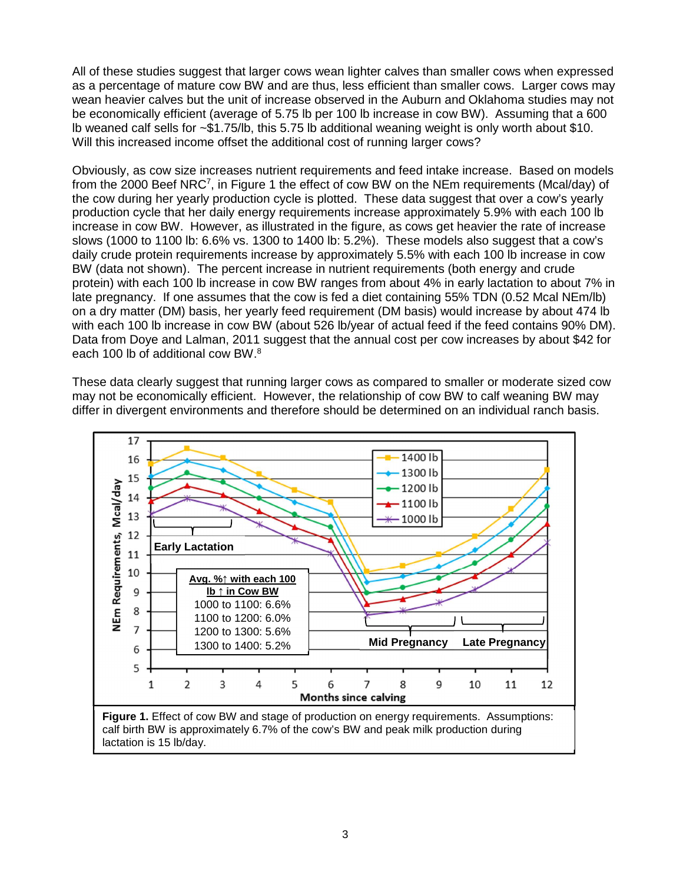All of these studies suggest that larger cows wean lighter calves than smaller cows when expressed as a percentage of mature cow BW and are thus, less efficient than smaller cows. Larger cows may wean heavier calves but the unit of increase observed in the Auburn and Oklahoma studies may not be economically efficient (average of 5.75 lb per 100 lb increase in cow BW). Assuming that a 600 lb weaned calf sells for ~$1.75/lb, this 5.75 lb additional weaning weight is only worth about $10. Will this increased income offset the additional cost of running larger cows?

Obviously, as cow size increases nutrient requirements and feed intake increase. Based on models from the 2000 Beef NRC[7], in Figure 1 the effect of cow BW on the NEm requirements (Mcal/day) of the cow during her yearly production cycle is plotted. These data suggest that over a cow's yearly production cycle that her daily energy requirements increase approximately 5.9% with each 100 lb increase in cow BW. However, as illustrated in the figure, as cows get heavier the rate of increase slows (1000 to 1100 lb: 6.6% vs. 1300 to 1400 lb: 5.2%). These models also suggest that a cow's daily crude protein requirements increase by approximately 5.5% with each 100 lb increase in cow BW (data not shown). The percent increase in nutrient requirements (both energy and crude protein) with each 100 lb increase in cow BW ranges from about 4% in early lactation to about 7% in late pregnancy. If one assumes that the cow is fed a diet containing 55% TDN (0.52 Mcal NEm/lb) on a dry matter (DM) basis, her yearly feed requirement (DM basis) would increase by about 474 lb with each 100 lb increase in cow BW (about 526 lb/year of actual feed if the feed contains 90% DM). Data from Doye and Lalman, 2011 suggest that the annual cost per cow increases by about $42 for each 100 lb of additional cow BW.[8]

These data clearly suggest that running larger cows as compared to smaller or moderate sized cow may not be economically efficient. However, the relationship of cow BW to calf weaning BW may differ in divergent environments and therefore should be determined on an individual ranch basis.

**Figure 1.** Effect of cow BW and stage of production on energy requirements. Assumptions: calf birth BW is approximately 6.7% of the cow's BW and peak milk production during lactation is 15 lb/day.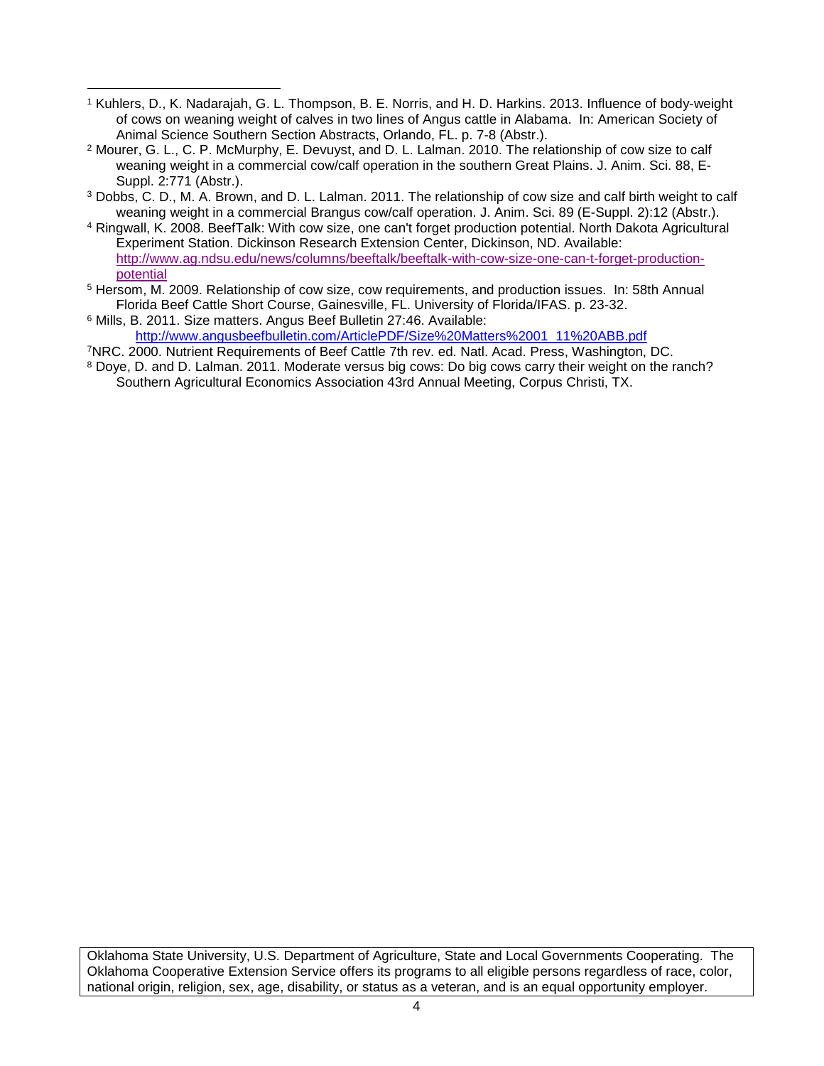[1] Kuhlers, D., K. Nadarajah, G. L. Thompson, B. E. Norris, and H. D. Harkins. 2013. Influence of body-weight of cows on weaning weight of calves in two lines of Angus cattle in Alabama. In: American Society of Animal Science Southern Section Abstracts, Orlando, FL. p. 7-8 (Abstr.).

[2] Mourer, G. L., C. P. McMurphy, E. Devuyst, and D. L. Lalman. 2010. The relationship of cow size to calf weaning weight in a commercial cow/calf operation in the southern Great Plains. J. Anim. Sci. 88, E-Suppl. 2:771 (Abstr.).

[3] Dobbs, C. D., M. A. Brown, and D. L. Lalman. 2011. The relationship of cow size and calf birth weight to calf weaning weight in a commercial Brangus cow/calf operation. J. Anim. Sci. 89 (E-Suppl. 2):12 (Abstr.).

[4] Ringwall, K. 2008. BeefTalk: With cow size, one can't forget production potential. North Dakota Agricultural Experiment Station. Dickinson Research Extension Center, Dickinson, ND. Available: http://www.ag.ndsu.edu/news/columns/beeftalk/beeftalk-with-cow-size-one-can-t-forget-production-potential

[5] Hersom, M. 2009. Relationship of cow size, cow requirements, and production issues. In: 58th Annual Florida Beef Cattle Short Course, Gainesville, FL. University of Florida/IFAS. p. 23-32.

[6] Mills, B. 2011. Size matters. Angus Beef Bulletin 27:46. Available: http://www.angusbeefbulletin.com/ArticlePDF/Size%20Matters%2001_11%20ABB.pdf

[7] NRC. 2000. Nutrient Requirements of Beef Cattle 7th rev. ed. Natl. Acad. Press, Washington, DC.

[8] Doye, D. and D. Lalman. 2011. Moderate versus big cows: Do big cows carry their weight on the ranch? Southern Agricultural Economics Association 43rd Annual Meeting, Corpus Christi, TX.

Oklahoma State University, U.S. Department of Agriculture, State and Local Governments Cooperating. The Oklahoma Cooperative Extension Service offers its programs to all eligible persons regardless of race, color, national origin, religion, sex, age, disability, or status as a veteran, and is an equal opportunity employer.